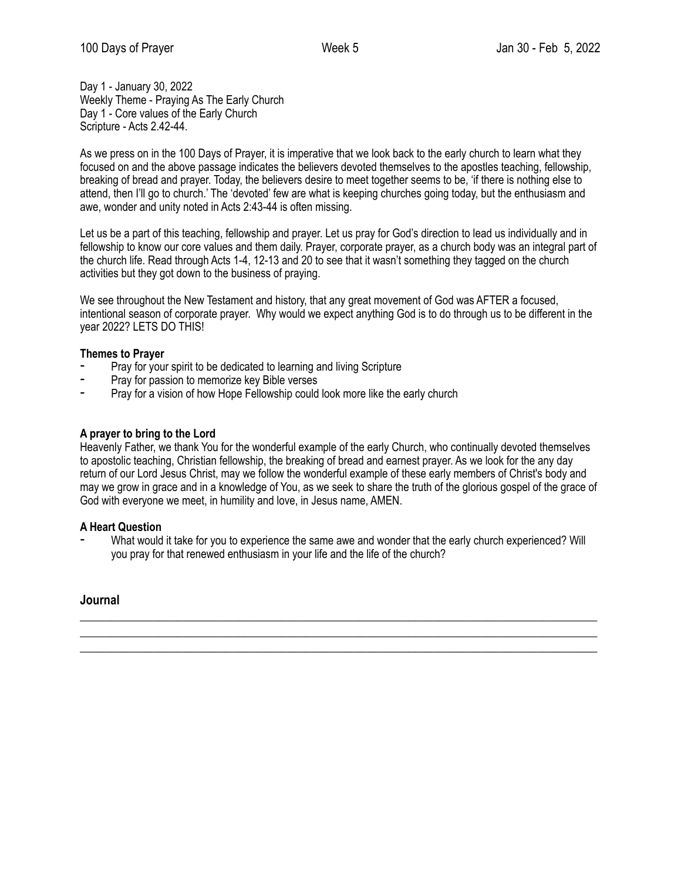Day 1 - January 30, 2022
Weekly Theme - Praying As The Early Church
Day 1 - Core values of the Early Church
Scripture - Acts 2.42-44.

As we press on in the 100 Days of Prayer, it is imperative that we look back to the early church to learn what they focused on and the above passage indicates the believers devoted themselves to the apostles teaching, fellowship, breaking of bread and prayer. Today, the believers desire to meet together seems to be, 'if there is nothing else to attend, then I'll go to church.' The 'devoted' few are what is keeping churches going today, but the enthusiasm and awe, wonder and unity noted in Acts 2:43-44 is often missing.

Let us be a part of this teaching, fellowship and prayer. Let us pray for God's direction to lead us individually and in fellowship to know our core values and them daily. Prayer, corporate prayer, as a church body was an integral part of the church life. Read through Acts 1-4, 12-13 and 20 to see that it wasn't something they tagged on the church activities but they got down to the business of praying.

We see throughout the New Testament and history, that any great movement of God was AFTER a focused, intentional season of corporate prayer. Why would we expect anything God is to do through us to be different in the year 2022? LETS DO THIS!

**Themes to Prayer**

- Pray for your spirit to be dedicated to learning and living Scripture
- Pray for passion to memorize key Bible verses
- Pray for a vision of how Hope Fellowship could look more like the early church

**A prayer to bring to the Lord**

Heavenly Father, we thank You for the wonderful example of the early Church, who continually devoted themselves to apostolic teaching, Christian fellowship, the breaking of bread and earnest prayer. As we look for the any day return of our Lord Jesus Christ, may we follow the wonderful example of these early members of Christ's body and may we grow in grace and in a knowledge of You, as we seek to share the truth of the glorious gospel of the grace of God with everyone we meet, in humility and love, in Jesus name, AMEN.

**A Heart Question**

- What would it take for you to experience the same awe and wonder that the early church experienced? Will you pray for that renewed enthusiasm in your life and the life of the church?

## Journal

___________________________________________________________________________
___________________________________________________________________________
___________________________________________________________________________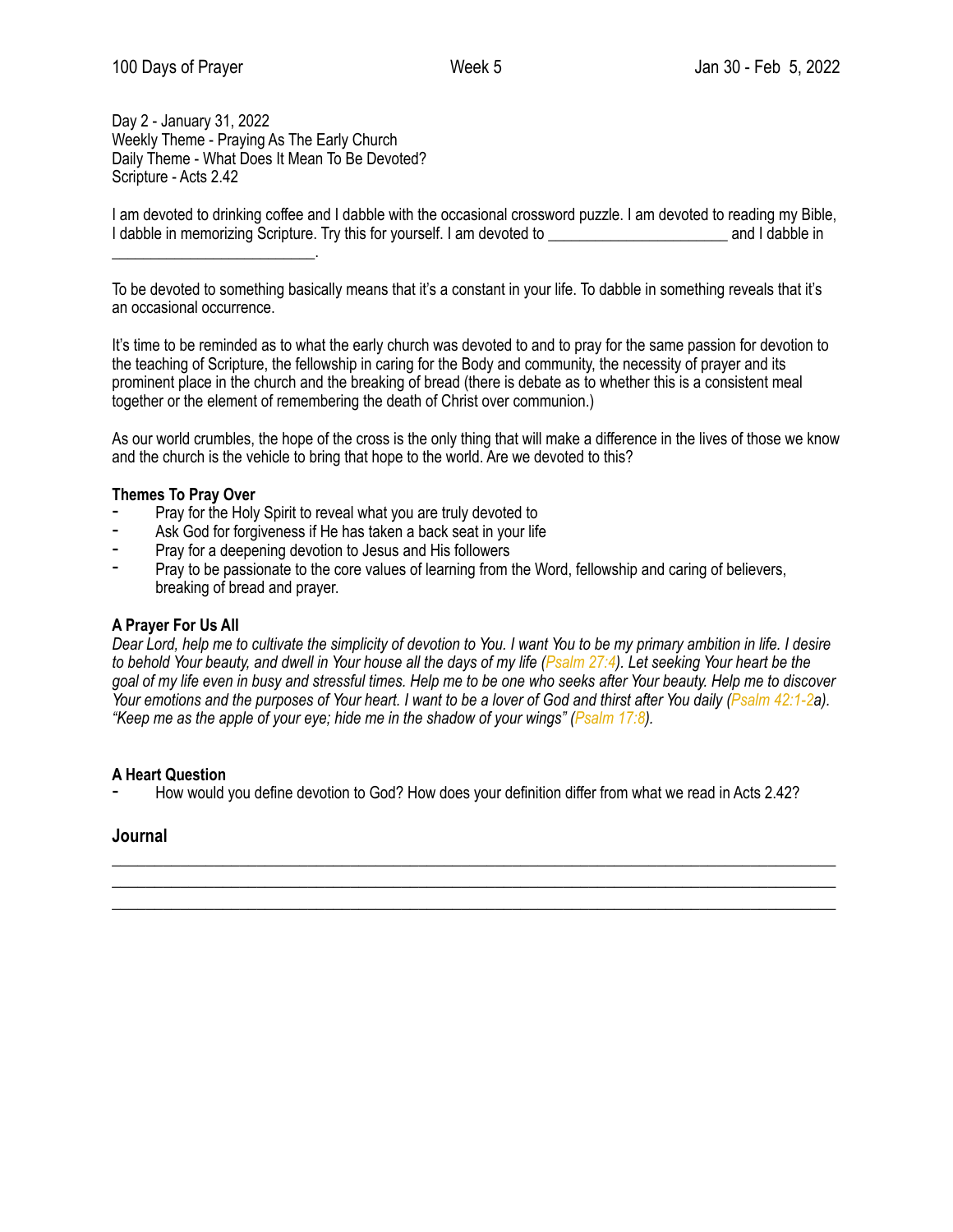Day 2 - January 31, 2022
Weekly Theme - Praying As The Early Church
Daily Theme - What Does It Mean To Be Devoted?
Scripture - Acts 2.42

I am devoted to drinking coffee and I dabble with the occasional crossword puzzle. I am devoted to reading my Bible, I dabble in memorizing Scripture. Try this for yourself. I am devoted to ______________________ and I dabble in _________________________.

To be devoted to something basically means that it's a constant in your life. To dabble in something reveals that it's an occasional occurrence.

It's time to be reminded as to what the early church was devoted to and to pray for the same passion for devotion to the teaching of Scripture, the fellowship in caring for the Body and community, the necessity of prayer and its prominent place in the church and the breaking of bread (there is debate as to whether this is a consistent meal together or the element of remembering the death of Christ over communion.)

As our world crumbles, the hope of the cross is the only thing that will make a difference in the lives of those we know and the church is the vehicle to bring that hope to the world. Are we devoted to this?

**Themes To Pray Over**

- Pray for the Holy Spirit to reveal what you are truly devoted to
- Ask God for forgiveness if He has taken a back seat in your life
- Pray for a deepening devotion to Jesus and His followers
- Pray to be passionate to the core values of learning from the Word, fellowship and caring of believers, breaking of bread and prayer.

**A Prayer For Us All**

*Dear Lord, help me to cultivate the simplicity of devotion to You. I want You to be my primary ambition in life. I desire to behold Your beauty, and dwell in Your house all the days of my life (Psalm 27:4). Let seeking Your heart be the goal of my life even in busy and stressful times. Help me to be one who seeks after Your beauty. Help me to discover Your emotions and the purposes of Your heart. I want to be a lover of God and thirst after You daily (Psalm 42:1-2a). "Keep me as the apple of your eye; hide me in the shadow of your wings" (Psalm 17:8).*

**A Heart Question**

- How would you define devotion to God? How does your definition differ from what we read in Acts 2.42?

## Journal

___________________________________________________________________________
___________________________________________________________________________
___________________________________________________________________________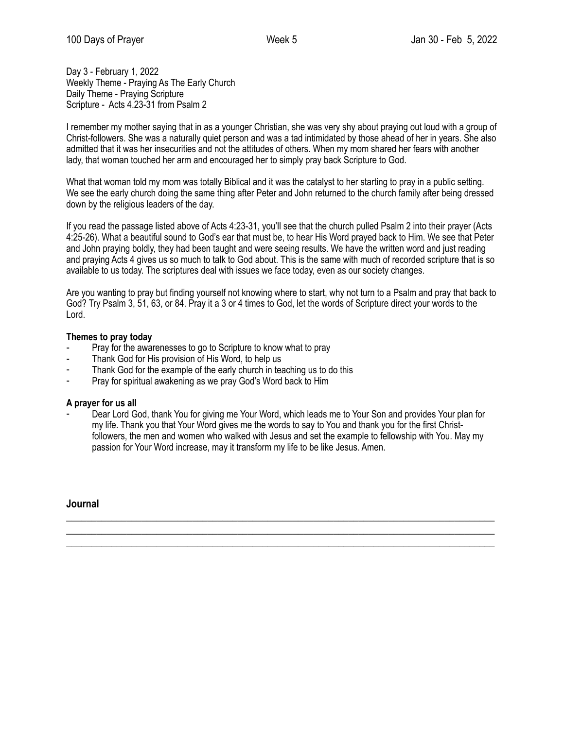Day 3 - February 1, 2022
Weekly Theme - Praying As The Early Church
Daily Theme - Praying Scripture
Scripture - Acts 4.23-31 from Psalm 2

I remember my mother saying that in as a younger Christian, she was very shy about praying out loud with a group of Christ-followers. She was a naturally quiet person and was a tad intimidated by those ahead of her in years. She also admitted that it was her insecurities and not the attitudes of others. When my mom shared her fears with another lady, that woman touched her arm and encouraged her to simply pray back Scripture to God.

What that woman told my mom was totally Biblical and it was the catalyst to her starting to pray in a public setting. We see the early church doing the same thing after Peter and John returned to the church family after being dressed down by the religious leaders of the day.

If you read the passage listed above of Acts 4:23-31, you'll see that the church pulled Psalm 2 into their prayer (Acts 4:25-26). What a beautiful sound to God's ear that must be, to hear His Word prayed back to Him. We see that Peter and John praying boldly, they had been taught and were seeing results. We have the written word and just reading and praying Acts 4 gives us so much to talk to God about. This is the same with much of recorded scripture that is so available to us today. The scriptures deal with issues we face today, even as our society changes.

Are you wanting to pray but finding yourself not knowing where to start, why not turn to a Psalm and pray that back to God? Try Psalm 3, 51, 63, or 84. Pray it a 3 or 4 times to God, let the words of Scripture direct your words to the Lord.

**Themes to pray today**

- Pray for the awarenesses to go to Scripture to know what to pray
- Thank God for His provision of His Word, to help us
- Thank God for the example of the early church in teaching us to do this
- Pray for spiritual awakening as we pray God's Word back to Him

**A prayer for us all**

- Dear Lord God, thank You for giving me Your Word, which leads me to Your Son and provides Your plan for my life. Thank you that Your Word gives me the words to say to You and thank you for the first Christ-followers, the men and women who walked with Jesus and set the example to fellowship with You. May my passion for Your Word increase, may it transform my life to be like Jesus. Amen.

**Journal**

___________________________________________________________________________________

___________________________________________________________________________________

___________________________________________________________________________________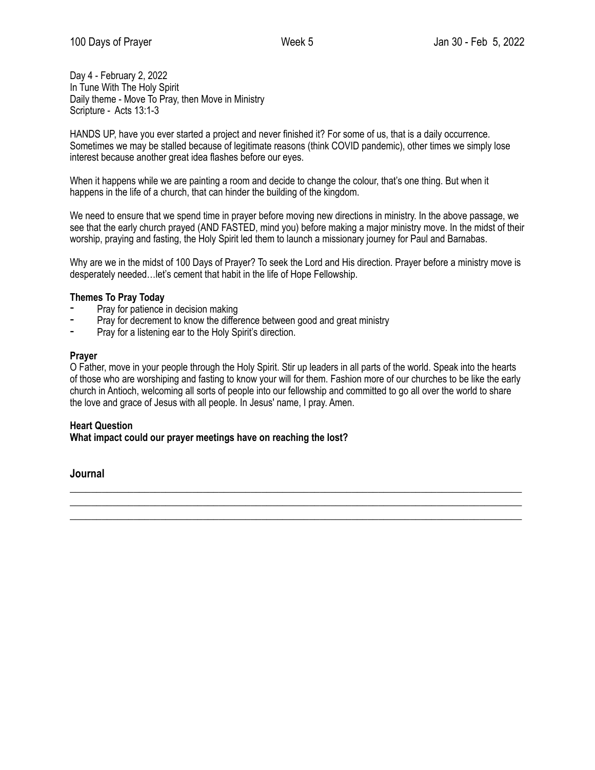Day 4 - February 2, 2022
In Tune With The Holy Spirit
Daily theme - Move To Pray, then Move in Ministry
Scripture - Acts 13:1-3

HANDS UP, have you ever started a project and never finished it? For some of us, that is a daily occurrence. Sometimes we may be stalled because of legitimate reasons (think COVID pandemic), other times we simply lose interest because another great idea flashes before our eyes.

When it happens while we are painting a room and decide to change the colour, that's one thing. But when it happens in the life of a church, that can hinder the building of the kingdom.

We need to ensure that we spend time in prayer before moving new directions in ministry. In the above passage, we see that the early church prayed (AND FASTED, mind you) before making a major ministry move. In the midst of their worship, praying and fasting, the Holy Spirit led them to launch a missionary journey for Paul and Barnabas.

Why are we in the midst of 100 Days of Prayer? To seek the Lord and His direction. Prayer before a ministry move is desperately needed…let's cement that habit in the life of Hope Fellowship.

**Themes To Pray Today**

- Pray for patience in decision making
- Pray for decrement to know the difference between good and great ministry
- Pray for a listening ear to the Holy Spirit's direction.

**Prayer**

O Father, move in your people through the Holy Spirit. Stir up leaders in all parts of the world. Speak into the hearts of those who are worshiping and fasting to know your will for them. Fashion more of our churches to be like the early church in Antioch, welcoming all sorts of people into our fellowship and committed to go all over the world to share the love and grace of Jesus with all people. In Jesus' name, I pray. Amen.

**Heart Question**

**What impact could our prayer meetings have on reaching the lost?**

**Journal**

\_\_\_\_\_\_\_\_\_\_\_\_\_\_\_\_\_\_\_\_\_\_\_\_\_\_\_\_\_\_\_\_\_\_\_\_\_\_\_\_\_\_\_\_\_\_\_\_\_\_\_\_\_\_\_\_\_\_\_\_\_\_\_\_\_\_\_\_\_\_\_\_\_\_\_\_\_\_\_\_
\_\_\_\_\_\_\_\_\_\_\_\_\_\_\_\_\_\_\_\_\_\_\_\_\_\_\_\_\_\_\_\_\_\_\_\_\_\_\_\_\_\_\_\_\_\_\_\_\_\_\_\_\_\_\_\_\_\_\_\_\_\_\_\_\_\_\_\_\_\_\_\_\_\_\_\_\_\_\_\_
\_\_\_\_\_\_\_\_\_\_\_\_\_\_\_\_\_\_\_\_\_\_\_\_\_\_\_\_\_\_\_\_\_\_\_\_\_\_\_\_\_\_\_\_\_\_\_\_\_\_\_\_\_\_\_\_\_\_\_\_\_\_\_\_\_\_\_\_\_\_\_\_\_\_\_\_\_\_\_\_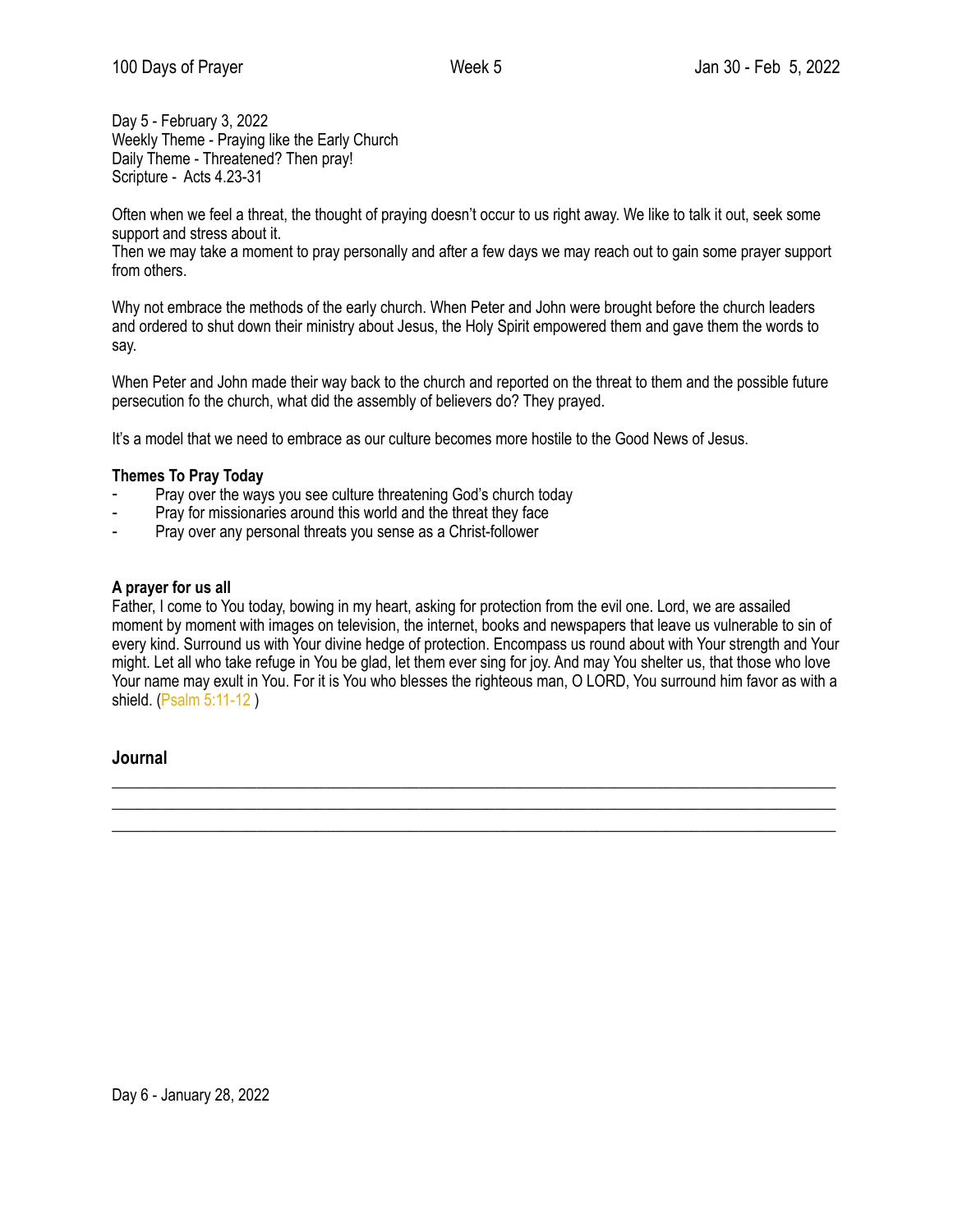Day 5 - February 3, 2022
Weekly Theme - Praying like the Early Church
Daily Theme - Threatened? Then pray!
Scripture - Acts 4.23-31

Often when we feel a threat, the thought of praying doesn't occur to us right away. We like to talk it out, seek some support and stress about it.
Then we may take a moment to pray personally and after a few days we may reach out to gain some prayer support from others.

Why not embrace the methods of the early church. When Peter and John were brought before the church leaders and ordered to shut down their ministry about Jesus, the Holy Spirit empowered them and gave them the words to say.

When Peter and John made their way back to the church and reported on the threat to them and the possible future persecution fo the church, what did the assembly of believers do? They prayed.

It's a model that we need to embrace as our culture becomes more hostile to the Good News of Jesus.

**Themes To Pray Today**

- Pray over the ways you see culture threatening God's church today
- Pray for missionaries around this world and the threat they face
- Pray over any personal threats you sense as a Christ-follower

**A prayer for us all**
Father, I come to You today, bowing in my heart, asking for protection from the evil one. Lord, we are assailed moment by moment with images on television, the internet, books and newspapers that leave us vulnerable to sin of every kind. Surround us with Your divine hedge of protection. Encompass us round about with Your strength and Your might. Let all who take refuge in You be glad, let them ever sing for joy. And may You shelter us, that those who love Your name may exult in You. For it is You who blesses the righteous man, O LORD, You surround him favor as with a shield. (Psalm 5:11-12 )

## Journal

___________________________________________________________________________
___________________________________________________________________________
___________________________________________________________________________

Day 6 - January 28, 2022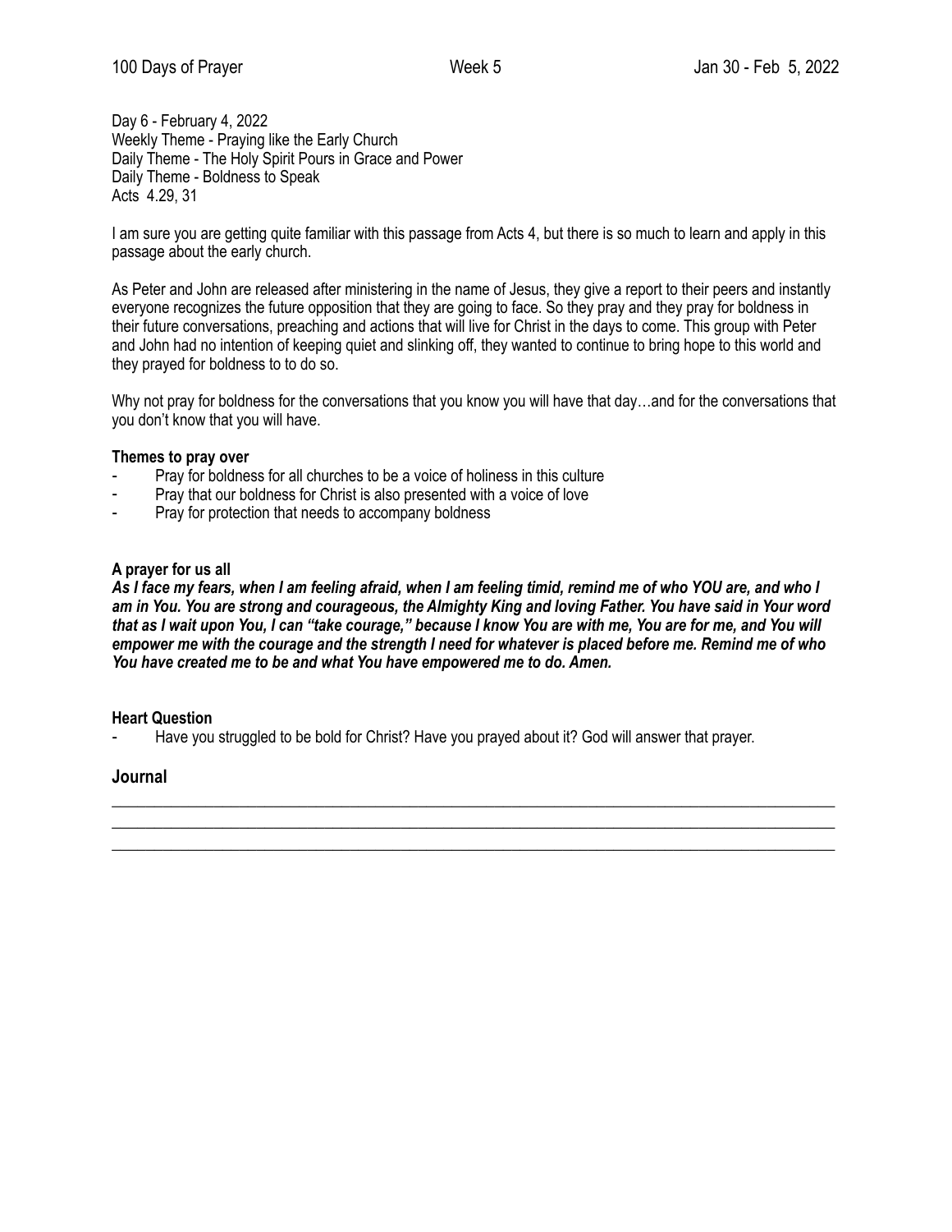Day 6 - February 4, 2022
Weekly Theme - Praying like the Early Church
Daily Theme - The Holy Spirit Pours in Grace and Power
Daily Theme - Boldness to Speak
Acts  4.29, 31

I am sure you are getting quite familiar with this passage from Acts 4, but there is so much to learn and apply in this passage about the early church.

As Peter and John are released after ministering in the name of Jesus, they give a report to their peers and instantly everyone recognizes the future opposition that they are going to face. So they pray and they pray for boldness in their future conversations, preaching and actions that will live for Christ in the days to come. This group with Peter and John had no intention of keeping quiet and slinking off, they wanted to continue to bring hope to this world and they prayed for boldness to to do so.

Why not pray for boldness for the conversations that you know you will have that day…and for the conversations that you don't know that you will have.

**Themes to pray over**

- Pray for boldness for all churches to be a voice of holiness in this culture
- Pray that our boldness for Christ is also presented with a voice of love
- Pray for protection that needs to accompany boldness

**A prayer for us all**

***As I face my fears, when I am feeling afraid, when I am feeling timid, remind me of who YOU are, and who I am in You. You are strong and courageous, the Almighty King and loving Father. You have said in Your word that as I wait upon You, I can "take courage," because I know You are with me, You are for me, and You will empower me with the courage and the strength I need for whatever is placed before me. Remind me of who You have created me to be and what You have empowered me to do. Amen.***

**Heart Question**

- Have you struggled to be bold for Christ? Have you prayed about it? God will answer that prayer.

## Journal

\_\_\_\_\_\_\_\_\_\_\_\_\_\_\_\_\_\_\_\_\_\_\_\_\_\_\_\_\_\_\_\_\_\_\_\_\_\_\_\_\_\_\_\_\_\_\_\_\_\_\_\_\_\_\_\_\_\_\_\_\_\_\_\_\_\_\_\_\_\_\_\_\_\_\_\_\_\_
\_\_\_\_\_\_\_\_\_\_\_\_\_\_\_\_\_\_\_\_\_\_\_\_\_\_\_\_\_\_\_\_\_\_\_\_\_\_\_\_\_\_\_\_\_\_\_\_\_\_\_\_\_\_\_\_\_\_\_\_\_\_\_\_\_\_\_\_\_\_\_\_\_\_\_\_\_\_
\_\_\_\_\_\_\_\_\_\_\_\_\_\_\_\_\_\_\_\_\_\_\_\_\_\_\_\_\_\_\_\_\_\_\_\_\_\_\_\_\_\_\_\_\_\_\_\_\_\_\_\_\_\_\_\_\_\_\_\_\_\_\_\_\_\_\_\_\_\_\_\_\_\_\_\_\_\_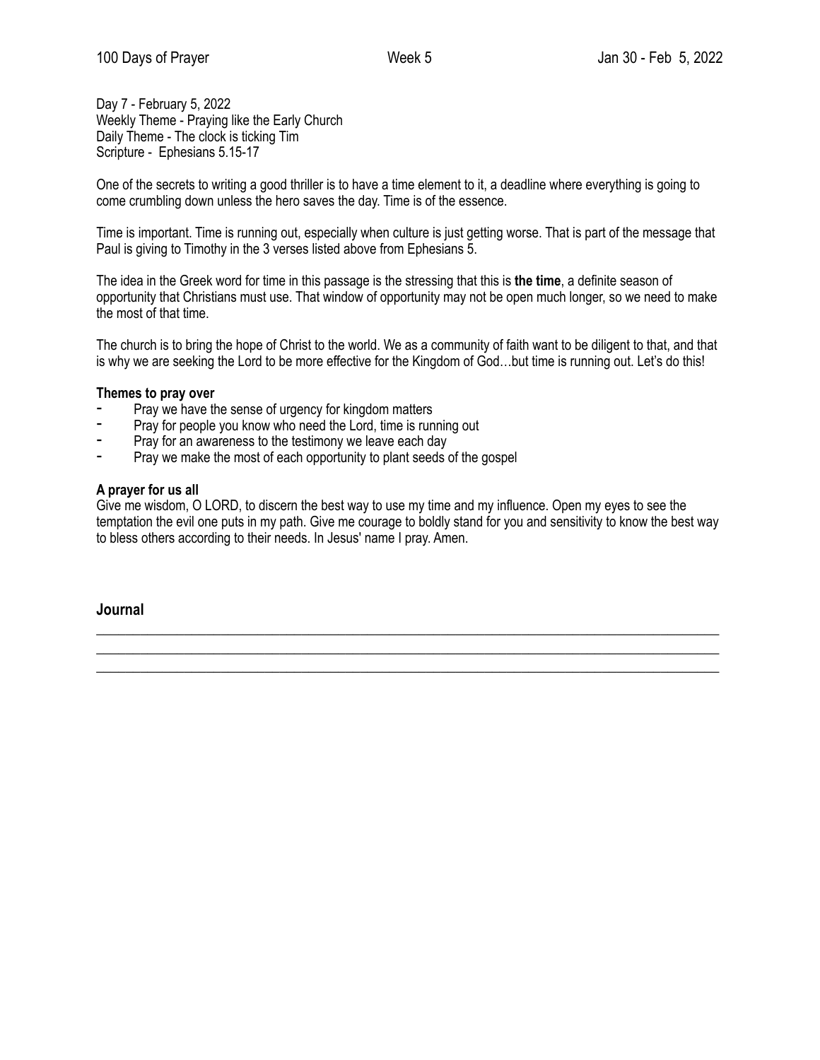Day 7 - February 5, 2022
Weekly Theme - Praying like the Early Church
Daily Theme - The clock is ticking Tim
Scripture - Ephesians 5.15-17

One of the secrets to writing a good thriller is to have a time element to it, a deadline where everything is going to come crumbling down unless the hero saves the day. Time is of the essence.

Time is important. Time is running out, especially when culture is just getting worse. That is part of the message that Paul is giving to Timothy in the 3 verses listed above from Ephesians 5.

The idea in the Greek word for time in this passage is the stressing that this is **the time**, a definite season of opportunity that Christians must use. That window of opportunity may not be open much longer, so we need to make the most of that time.

The church is to bring the hope of Christ to the world. We as a community of faith want to be diligent to that, and that is why we are seeking the Lord to be more effective for the Kingdom of God…but time is running out. Let's do this!

**Themes to pray over**

- Pray we have the sense of urgency for kingdom matters
- Pray for people you know who need the Lord, time is running out
- Pray for an awareness to the testimony we leave each day
- Pray we make the most of each opportunity to plant seeds of the gospel

**A prayer for us all**
Give me wisdom, O LORD, to discern the best way to use my time and my influence. Open my eyes to see the temptation the evil one puts in my path. Give me courage to boldly stand for you and sensitivity to know the best way to bless others according to their needs. In Jesus' name I pray. Amen.

## Journal

\_\_\_\_\_\_\_\_\_\_\_\_\_\_\_\_\_\_\_\_\_\_\_\_\_\_\_\_\_\_\_\_\_\_\_\_\_\_\_\_\_\_\_\_\_\_\_\_\_\_\_\_\_\_\_\_\_\_\_\_\_\_\_\_\_\_\_\_\_\_\_\_\_\_\_\_
\_\_\_\_\_\_\_\_\_\_\_\_\_\_\_\_\_\_\_\_\_\_\_\_\_\_\_\_\_\_\_\_\_\_\_\_\_\_\_\_\_\_\_\_\_\_\_\_\_\_\_\_\_\_\_\_\_\_\_\_\_\_\_\_\_\_\_\_\_\_\_\_\_\_\_\_
\_\_\_\_\_\_\_\_\_\_\_\_\_\_\_\_\_\_\_\_\_\_\_\_\_\_\_\_\_\_\_\_\_\_\_\_\_\_\_\_\_\_\_\_\_\_\_\_\_\_\_\_\_\_\_\_\_\_\_\_\_\_\_\_\_\_\_\_\_\_\_\_\_\_\_\_